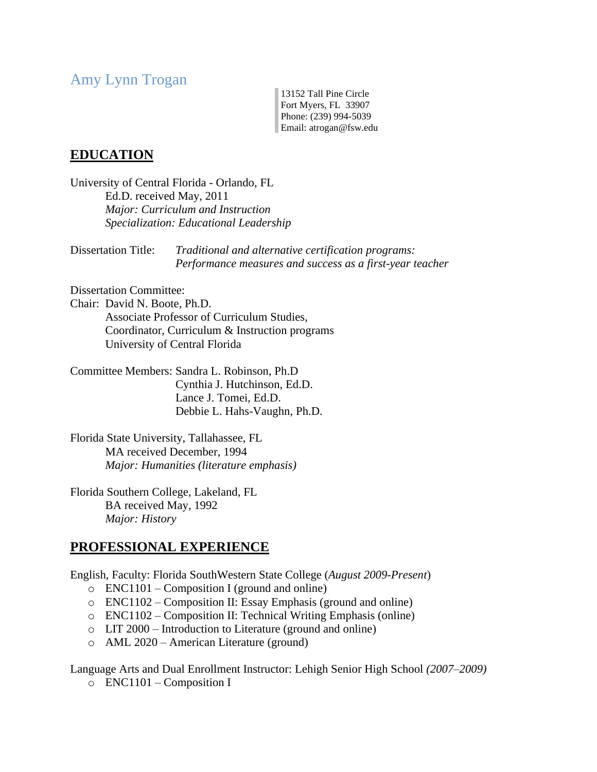# Amy Lynn Trogan

13152 Tall Pine Circle
Fort Myers, FL 33907
Phone: (239) 994-5039
Email: atrogan@fsw.edu

## EDUCATION

University of Central Florida - Orlando, FL
Ed.D. received May, 2011
*Major: Curriculum and Instruction*
*Specialization: Educational Leadership*

Dissertation Title: *Traditional and alternative certification programs: Performance measures and success as a first-year teacher*

Dissertation Committee:
Chair: David N. Boote, Ph.D.
Associate Professor of Curriculum Studies,
Coordinator, Curriculum & Instruction programs
University of Central Florida

Committee Members: Sandra L. Robinson, Ph.D
Cynthia J. Hutchinson, Ed.D.
Lance J. Tomei, Ed.D.
Debbie L. Hahs-Vaughn, Ph.D.

Florida State University, Tallahassee, FL
MA received December, 1994
*Major: Humanities (literature emphasis)*

Florida Southern College, Lakeland, FL
BA received May, 1992
*Major: History*

## PROFESSIONAL EXPERIENCE

English, Faculty: Florida SouthWestern State College (*August 2009-Present*)

- ENC1101 – Composition I (ground and online)
- ENC1102 – Composition II: Essay Emphasis (ground and online)
- ENC1102 – Composition II: Technical Writing Emphasis (online)
- LIT 2000 – Introduction to Literature (ground and online)
- AML 2020 – American Literature (ground)

Language Arts and Dual Enrollment Instructor: Lehigh Senior High School *(2007–2009)*

- ENC1101 – Composition I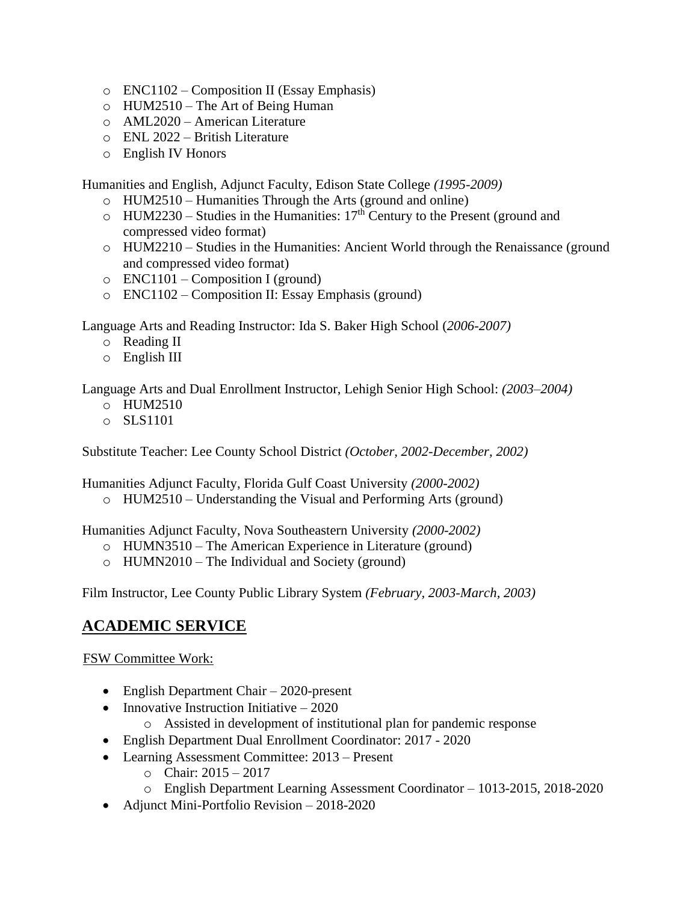- ENC1102 – Composition II (Essay Emphasis)
- HUM2510 – The Art of Being Human
- AML2020 – American Literature
- ENL 2022 – British Literature
- English IV Honors

Humanities and English, Adjunct Faculty, Edison State College *(1995-2009)*

- HUM2510 – Humanities Through the Arts (ground and online)
- HUM2230 – Studies in the Humanities: 17th Century to the Present (ground and compressed video format)
- HUM2210 – Studies in the Humanities: Ancient World through the Renaissance (ground and compressed video format)
- ENC1101 – Composition I (ground)
- ENC1102 – Composition II: Essay Emphasis (ground)

Language Arts and Reading Instructor: Ida S. Baker High School (*2006-2007)*

- Reading II
- English III

Language Arts and Dual Enrollment Instructor, Lehigh Senior High School: *(2003–2004)*

- HUM2510
- SLS1101

Substitute Teacher: Lee County School District *(October, 2002-December, 2002)*

Humanities Adjunct Faculty, Florida Gulf Coast University *(2000-2002)*

- HUM2510 – Understanding the Visual and Performing Arts (ground)

Humanities Adjunct Faculty, Nova Southeastern University *(2000-2002)*

- HUMN3510 – The American Experience in Literature (ground)
- HUMN2010 – The Individual and Society (ground)

Film Instructor, Lee County Public Library System *(February, 2003-March, 2003)*

## ACADEMIC SERVICE

FSW Committee Work:

- English Department Chair – 2020-present
- Innovative Instruction Initiative – 2020
  - Assisted in development of institutional plan for pandemic response
- English Department Dual Enrollment Coordinator: 2017 - 2020
- Learning Assessment Committee: 2013 – Present
  - Chair: 2015 – 2017
  - English Department Learning Assessment Coordinator – 1013-2015, 2018-2020
- Adjunct Mini-Portfolio Revision – 2018-2020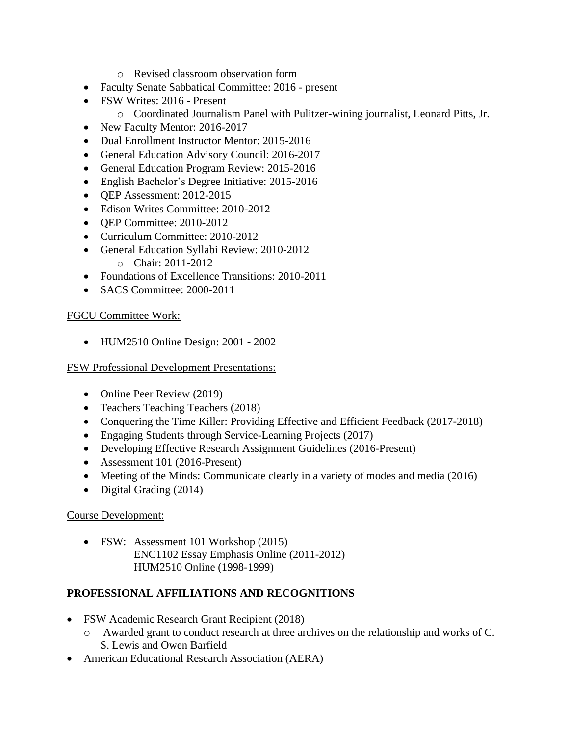- Revised classroom observation form
- Faculty Senate Sabbatical Committee: 2016 - present
- FSW Writes: 2016 - Present
  - Coordinated Journalism Panel with Pulitzer-wining journalist, Leonard Pitts, Jr.
- New Faculty Mentor: 2016-2017
- Dual Enrollment Instructor Mentor: 2015-2016
- General Education Advisory Council: 2016-2017
- General Education Program Review: 2015-2016
- English Bachelor's Degree Initiative: 2015-2016
- QEP Assessment: 2012-2015
- Edison Writes Committee: 2010-2012
- QEP Committee: 2010-2012
- Curriculum Committee: 2010-2012
- General Education Syllabi Review: 2010-2012
  - Chair: 2011-2012
- Foundations of Excellence Transitions: 2010-2011
- SACS Committee: 2000-2011

<u>FGCU Committee Work:</u>

- HUM2510 Online Design: 2001 - 2002

<u>FSW Professional Development Presentations:</u>

- Online Peer Review (2019)
- Teachers Teaching Teachers (2018)
- Conquering the Time Killer: Providing Effective and Efficient Feedback (2017-2018)
- Engaging Students through Service-Learning Projects (2017)
- Developing Effective Research Assignment Guidelines (2016-Present)
- Assessment 101 (2016-Present)
- Meeting of the Minds: Communicate clearly in a variety of modes and media (2016)
- Digital Grading (2014)

<u>Course Development:</u>

- FSW: Assessment 101 Workshop (2015)
  ENC1102 Essay Emphasis Online (2011-2012)
  HUM2510 Online (1998-1999)

**PROFESSIONAL AFFILIATIONS AND RECOGNITIONS**

- FSW Academic Research Grant Recipient (2018)
  - Awarded grant to conduct research at three archives on the relationship and works of C. S. Lewis and Owen Barfield
- American Educational Research Association (AERA)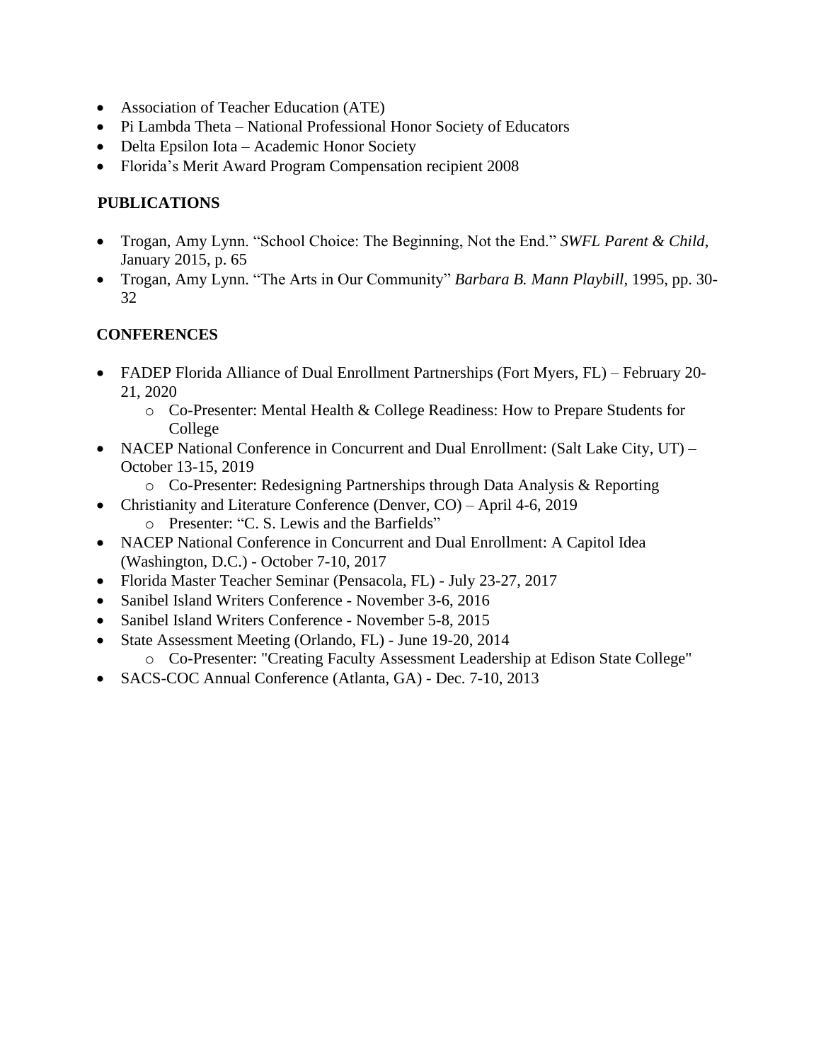- Association of Teacher Education (ATE)
- Pi Lambda Theta – National Professional Honor Society of Educators
- Delta Epsilon Iota – Academic Honor Society
- Florida's Merit Award Program Compensation recipient 2008

## PUBLICATIONS

- Trogan, Amy Lynn. "School Choice: The Beginning, Not the End." *SWFL Parent & Child*, January 2015, p. 65
- Trogan, Amy Lynn. "The Arts in Our Community" *Barbara B. Mann Playbill*, 1995, pp. 30-32

## CONFERENCES

- FADEP Florida Alliance of Dual Enrollment Partnerships (Fort Myers, FL) – February 20-21, 2020
  - Co-Presenter: Mental Health & College Readiness: How to Prepare Students for College
- NACEP National Conference in Concurrent and Dual Enrollment: (Salt Lake City, UT) – October 13-15, 2019
  - Co-Presenter: Redesigning Partnerships through Data Analysis & Reporting
- Christianity and Literature Conference (Denver, CO) – April 4-6, 2019
  - Presenter: "C. S. Lewis and the Barfields"
- NACEP National Conference in Concurrent and Dual Enrollment: A Capitol Idea (Washington, D.C.) - October 7-10, 2017
- Florida Master Teacher Seminar (Pensacola, FL) - July 23-27, 2017
- Sanibel Island Writers Conference - November 3-6, 2016
- Sanibel Island Writers Conference - November 5-8, 2015
- State Assessment Meeting (Orlando, FL) - June 19-20, 2014
  - Co-Presenter: "Creating Faculty Assessment Leadership at Edison State College"
- SACS-COC Annual Conference (Atlanta, GA) - Dec. 7-10, 2013